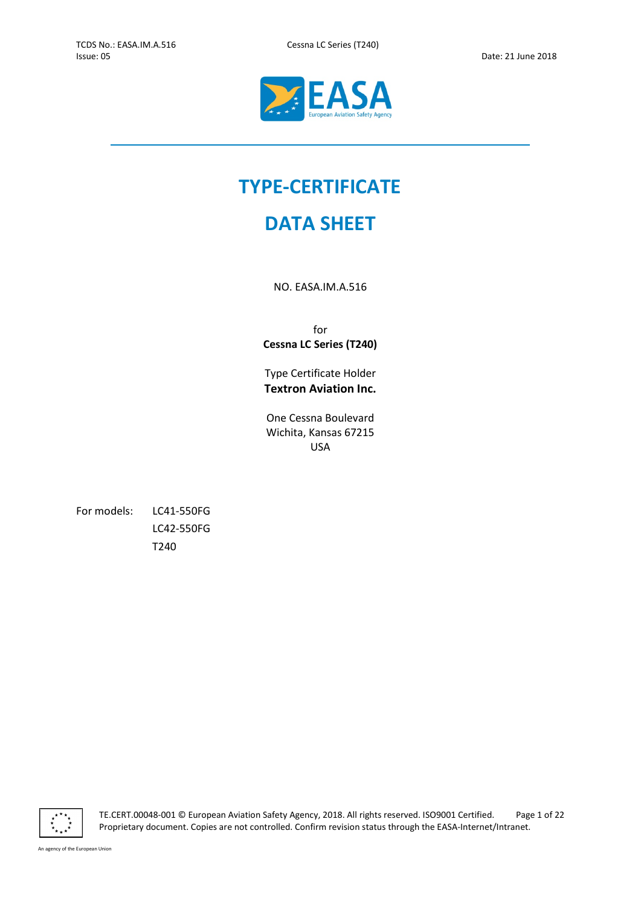# TYPE-CERTIFICATE

# DATA SHEET

NO. EASA.IM.A.516

for
**Cessna LC Series (T240)**

Type Certificate Holder
**Textron Aviation Inc.**

One Cessna Boulevard
Wichita, Kansas 67215
USA

For models:
- LC41-550FG
- LC42-550FG
- T240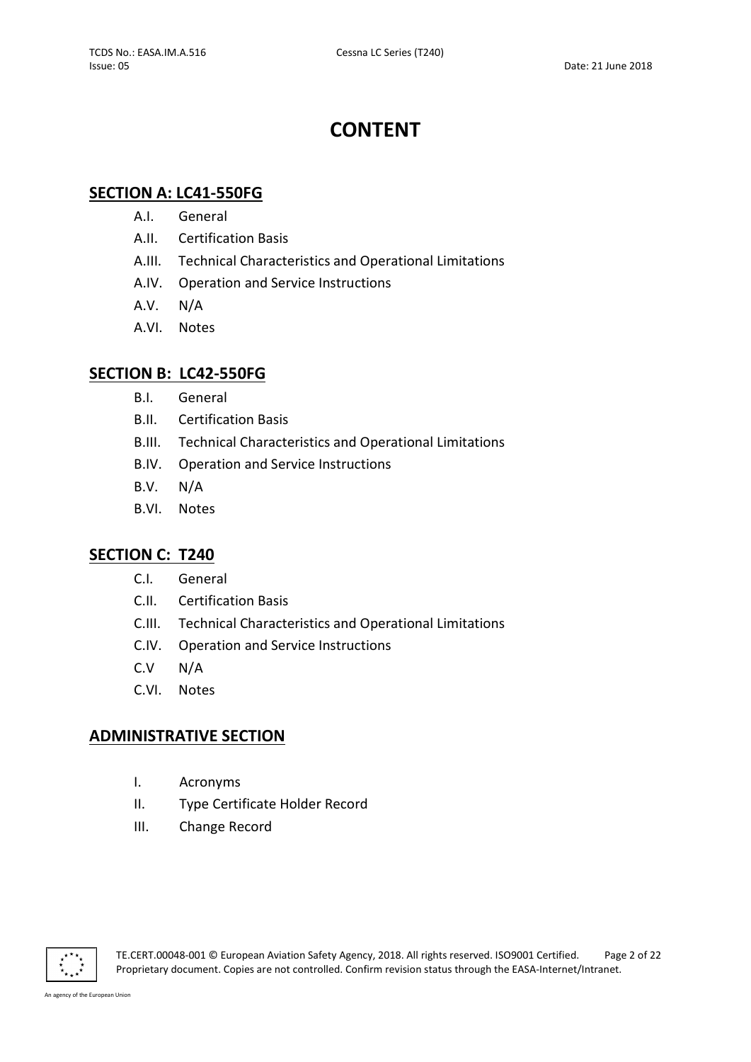# CONTENT

## SECTION A: LC41-550FG

- A.I. General
- A.II. Certification Basis
- A.III. Technical Characteristics and Operational Limitations
- A.IV. Operation and Service Instructions
- A.V. N/A
- A.VI. Notes

## SECTION B: LC42-550FG

- B.I. General
- B.II. Certification Basis
- B.III. Technical Characteristics and Operational Limitations
- B.IV. Operation and Service Instructions
- B.V. N/A
- B.VI. Notes

## SECTION C: T240

- C.I. General
- C.II. Certification Basis
- C.III. Technical Characteristics and Operational Limitations
- C.IV. Operation and Service Instructions
- C.V N/A
- C.VI. Notes

## ADMINISTRATIVE SECTION

- I. Acronyms
- II. Type Certificate Holder Record
- III. Change Record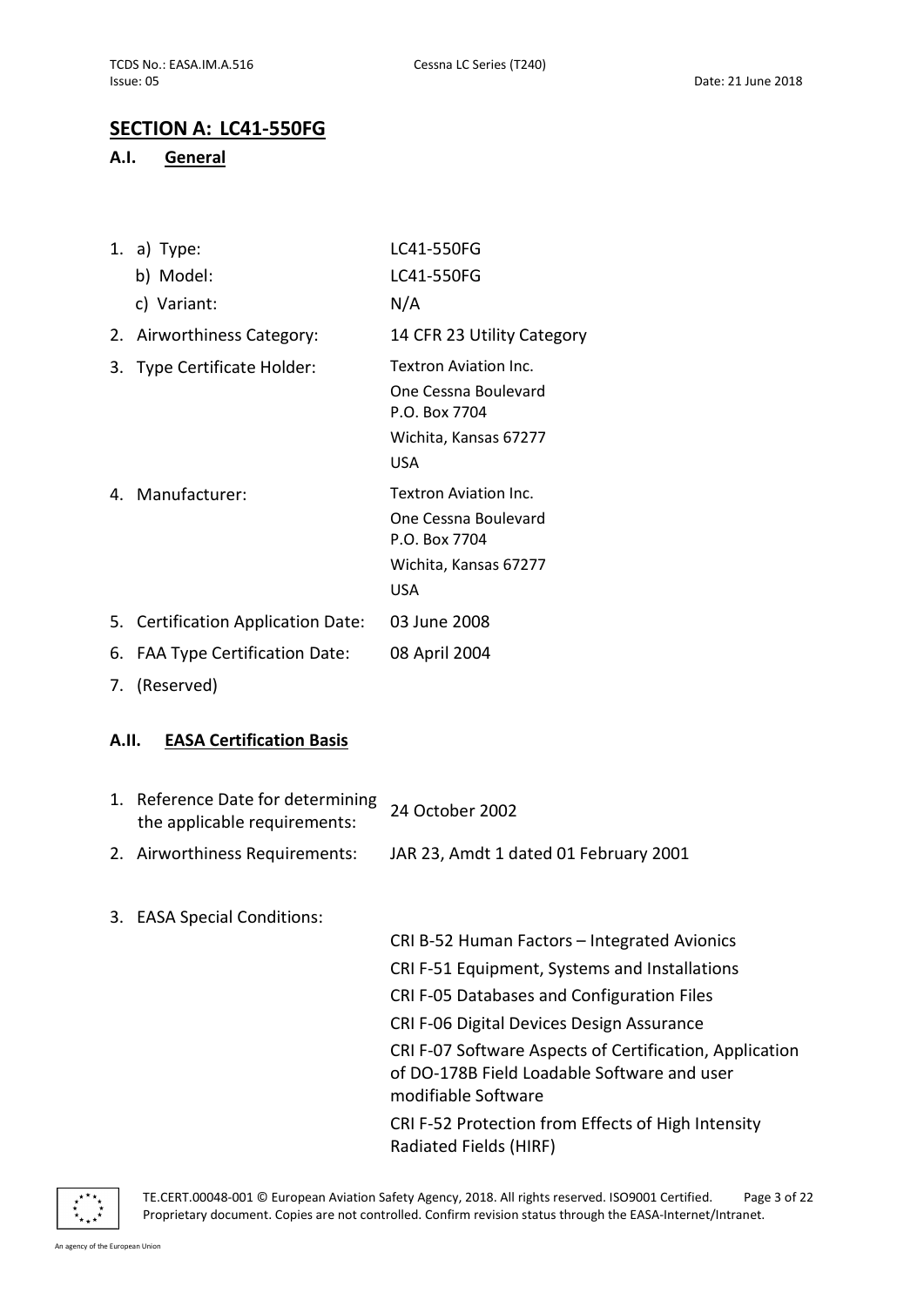## SECTION A: LC41-550FG

### A.I. General

1. a) Type: LC41-550FG
   b) Model: LC41-550FG
   c) Variant: N/A
2. Airworthiness Category: 14 CFR 23 Utility Category
3. Type Certificate Holder: Textron Aviation Inc.
   One Cessna Boulevard
   P.O. Box 7704
   Wichita, Kansas 67277
   USA
4. Manufacturer: Textron Aviation Inc.
   One Cessna Boulevard
   P.O. Box 7704
   Wichita, Kansas 67277
   USA
5. Certification Application Date: 03 June 2008
6. FAA Type Certification Date: 08 April 2004
7. (Reserved)

### A.II. EASA Certification Basis

1. Reference Date for determining the applicable requirements: 24 October 2002
2. Airworthiness Requirements: JAR 23, Amdt 1 dated 01 February 2001
3. EASA Special Conditions:
   - CRI B-52 Human Factors – Integrated Avionics
   - CRI F-51 Equipment, Systems and Installations
   - CRI F-05 Databases and Configuration Files
   - CRI F-06 Digital Devices Design Assurance
   - CRI F-07 Software Aspects of Certification, Application of DO-178B Field Loadable Software and user modifiable Software
   - CRI F-52 Protection from Effects of High Intensity Radiated Fields (HIRF)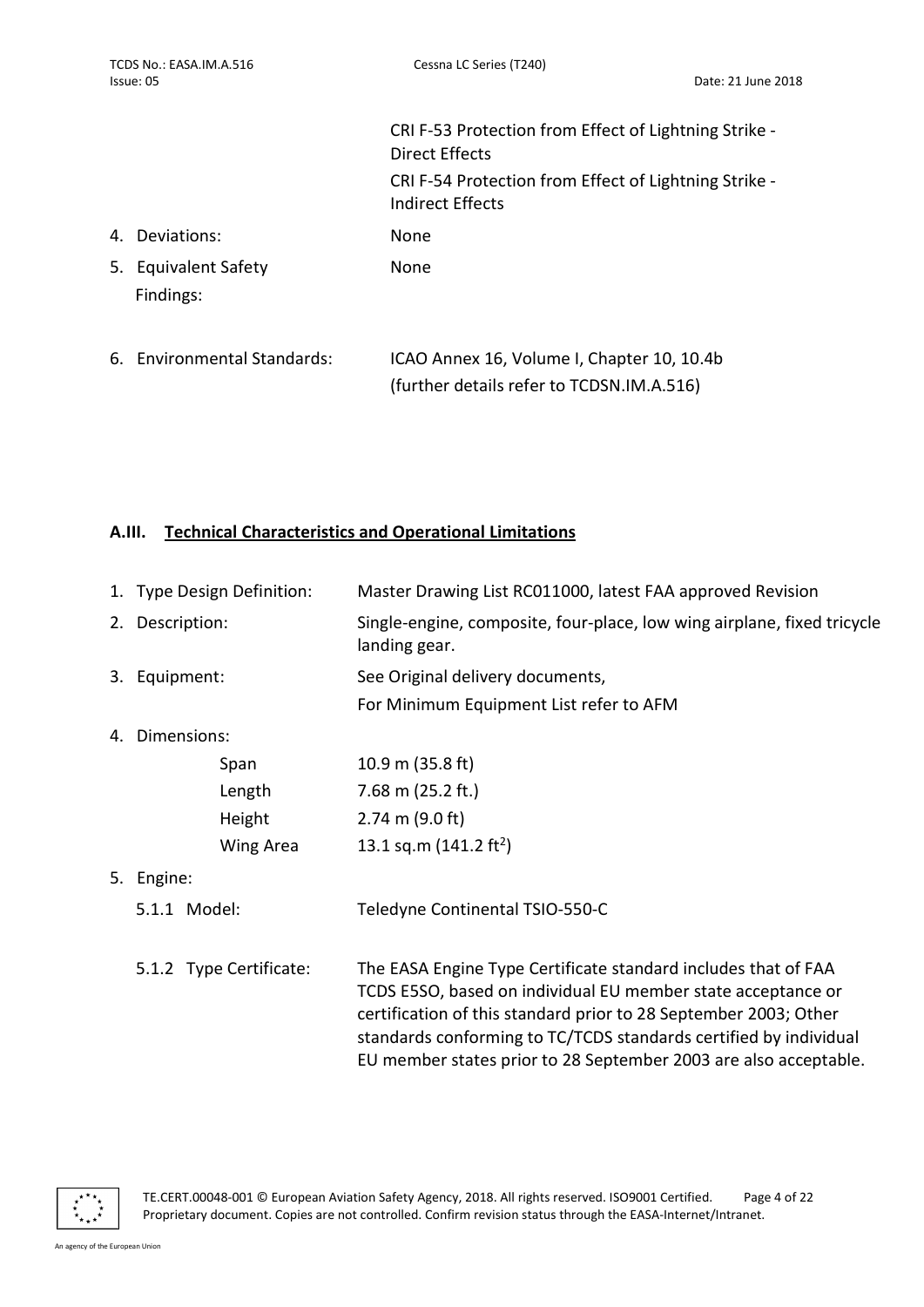CRI F-53 Protection from Effect of Lightning Strike - Direct Effects

CRI F-54 Protection from Effect of Lightning Strike - Indirect Effects

4. Deviations: None

5. Equivalent Safety Findings: None

6. Environmental Standards: ICAO Annex 16, Volume I, Chapter 10, 10.4b (further details refer to TCDSN.IM.A.516)

## A.III. Technical Characteristics and Operational Limitations

1. Type Design Definition: Master Drawing List RC011000, latest FAA approved Revision

2. Description: Single-engine, composite, four-place, low wing airplane, fixed tricycle landing gear.

3. Equipment: See Original delivery documents,
   For Minimum Equipment List refer to AFM

4. Dimensions:

| | |
|---|---|
| Span | 10.9 m (35.8 ft) |
| Length | 7.68 m (25.2 ft.) |
| Height | 2.74 m (9.0 ft) |
| Wing Area | 13.1 sq.m (141.2 $ft^2$) |

5. Engine:

   5.1.1 Model: Teledyne Continental TSIO-550-C

   5.1.2 Type Certificate: The EASA Engine Type Certificate standard includes that of FAA TCDS E5SO, based on individual EU member state acceptance or certification of this standard prior to 28 September 2003; Other standards conforming to TC/TCDS standards certified by individual EU member states prior to 28 September 2003 are also acceptable.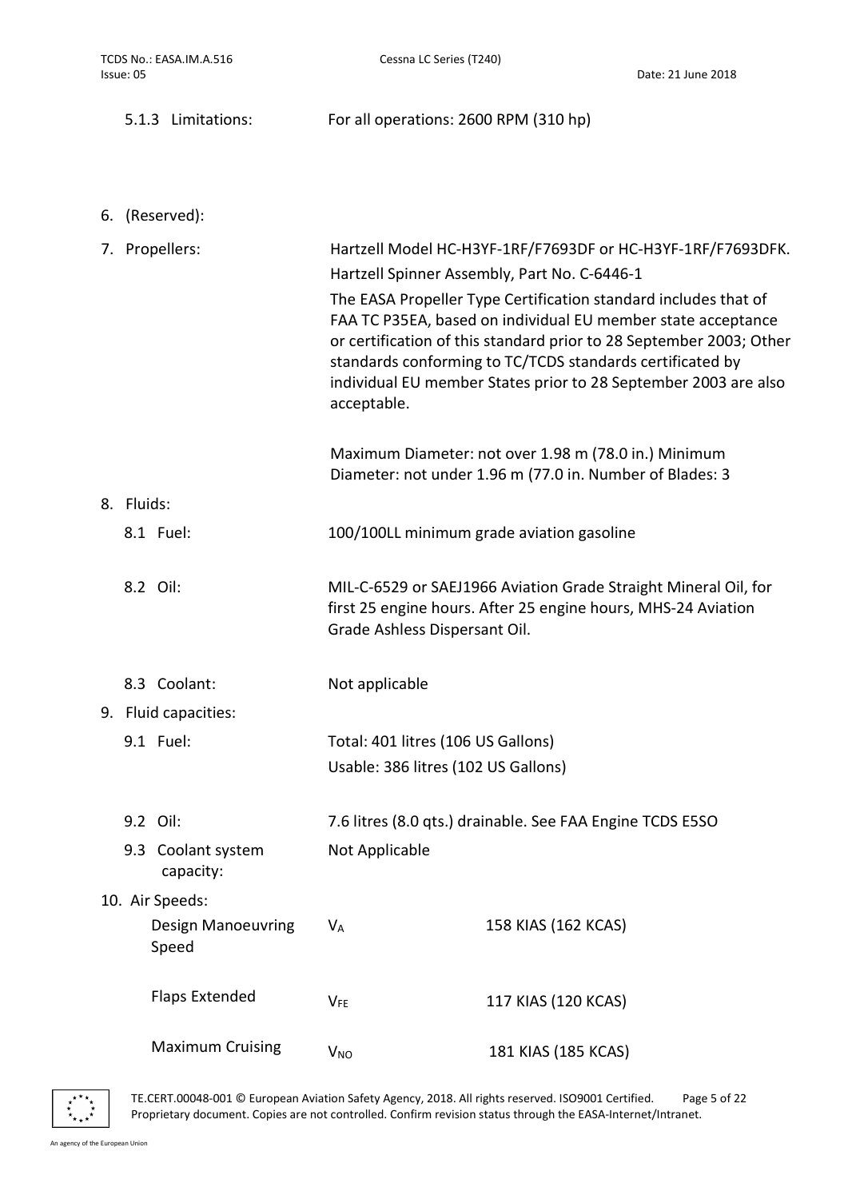5.1.3 Limitations: For all operations: 2600 RPM (310 hp)

6. (Reserved):

7. Propellers: Hartzell Model HC-H3YF-1RF/F7693DF or HC-H3YF-1RF/F7693DFK.

   Hartzell Spinner Assembly, Part No. C-6446-1

   The EASA Propeller Type Certification standard includes that of FAA TC P35EA, based on individual EU member state acceptance or certification of this standard prior to 28 September 2003; Other standards conforming to TC/TCDS standards certificated by individual EU member States prior to 28 September 2003 are also acceptable.

   Maximum Diameter: not over 1.98 m (78.0 in.) Minimum Diameter: not under 1.96 m (77.0 in. Number of Blades: 3

8. Fluids:

   8.1 Fuel: 100/100LL minimum grade aviation gasoline

   8.2 Oil: MIL-C-6529 or SAEJ1966 Aviation Grade Straight Mineral Oil, for first 25 engine hours. After 25 engine hours, MHS-24 Aviation Grade Ashless Dispersant Oil.

   8.3 Coolant: Not applicable

9. Fluid capacities:

   9.1 Fuel: Total: 401 litres (106 US Gallons)

   Usable: 386 litres (102 US Gallons)

   9.2 Oil: 7.6 litres (8.0 qts.) drainable. See FAA Engine TCDS E5SO

   9.3 Coolant system capacity: Not Applicable

10. Air Speeds:

| | | |
|---|---|---|
| Design Manoeuvring Speed | $V_A$ | 158 KIAS (162 KCAS) |
| Flaps Extended | $V_{FE}$ | 117 KIAS (120 KCAS) |
| Maximum Cruising | $V_{NO}$ | 181 KIAS (185 KCAS) |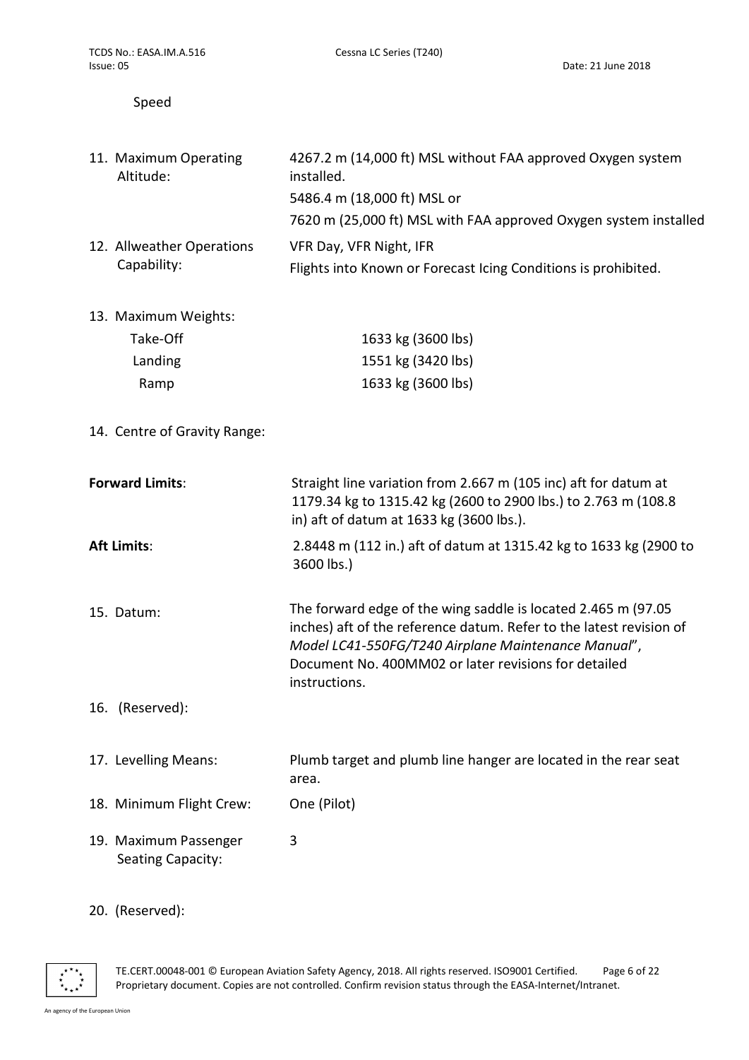Speed

11. Maximum Operating Altitude: 4267.2 m (14,000 ft) MSL without FAA approved Oxygen system installed.
    5486.4 m (18,000 ft) MSL or
    7620 m (25,000 ft) MSL with FAA approved Oxygen system installed

12. Allweather Operations Capability: VFR Day, VFR Night, IFR
    Flights into Known or Forecast Icing Conditions is prohibited.

13. Maximum Weights:

| | |
|---|---|
| Take-Off | 1633 kg (3600 lbs) |
| Landing | 1551 kg (3420 lbs) |
| Ramp | 1633 kg (3600 lbs) |

14. Centre of Gravity Range:

**Forward Limits**: Straight line variation from 2.667 m (105 inc) aft for datum at 1179.34 kg to 1315.42 kg (2600 to 2900 lbs.) to 2.763 m (108.8 in) aft of datum at 1633 kg (3600 lbs.).

**Aft Limits**: 2.8448 m (112 in.) aft of datum at 1315.42 kg to 1633 kg (2900 to 3600 lbs.)

15. Datum: The forward edge of the wing saddle is located 2.465 m (97.05 inches) aft of the reference datum. Refer to the latest revision of *Model LC41-550FG/T240 Airplane Maintenance Manual*", Document No. 400MM02 or later revisions for detailed instructions.

16. (Reserved):

17. Levelling Means: Plumb target and plumb line hanger are located in the rear seat area.

18. Minimum Flight Crew: One (Pilot)

19. Maximum Passenger Seating Capacity: 3

20. (Reserved):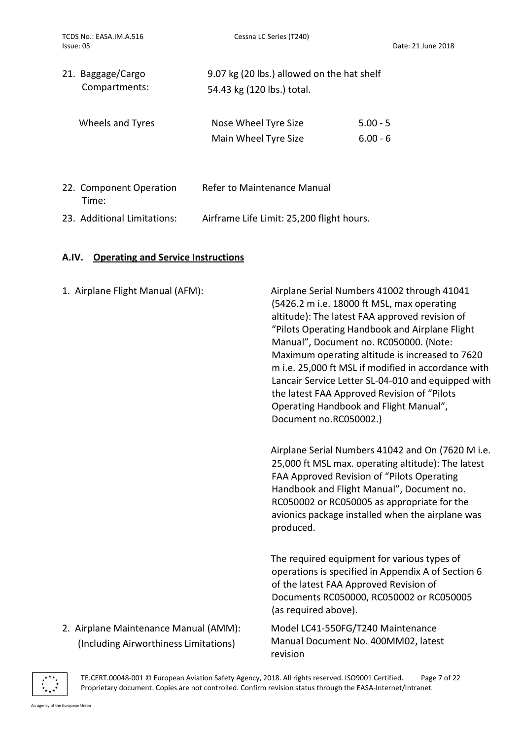21. Baggage/Cargo Compartments: 9.07 kg (20 lbs.) allowed on the hat shelf
    54.43 kg (120 lbs.) total.

| Wheels and Tyres | Nose Wheel Tyre Size | 5.00 - 5 |
|---|---|---|
| | Main Wheel Tyre Size | 6.00 - 6 |

22. Component Operation Time: Refer to Maintenance Manual

23. Additional Limitations: Airframe Life Limit: 25,200 flight hours.

## A.IV. Operating and Service Instructions

1. Airplane Flight Manual (AFM):

   Airplane Serial Numbers 41002 through 41041 (5426.2 m i.e. 18000 ft MSL, max operating altitude): The latest FAA approved revision of "Pilots Operating Handbook and Airplane Flight Manual", Document no. RC050000. (Note: Maximum operating altitude is increased to 7620 m i.e. 25,000 ft MSL if modified in accordance with Lancair Service Letter SL-04-010 and equipped with the latest FAA Approved Revision of "Pilots Operating Handbook and Flight Manual", Document no.RC050002.)

   Airplane Serial Numbers 41042 and On (7620 M i.e. 25,000 ft MSL max. operating altitude): The latest FAA Approved Revision of "Pilots Operating Handbook and Flight Manual", Document no. RC050002 or RC050005 as appropriate for the avionics package installed when the airplane was produced.

   The required equipment for various types of operations is specified in Appendix A of Section 6 of the latest FAA Approved Revision of Documents RC050000, RC050002 or RC050005 (as required above).

2. Airplane Maintenance Manual (AMM): (Including Airworthiness Limitations)

   Model LC41-550FG/T240 Maintenance Manual Document No. 400MM02, latest revision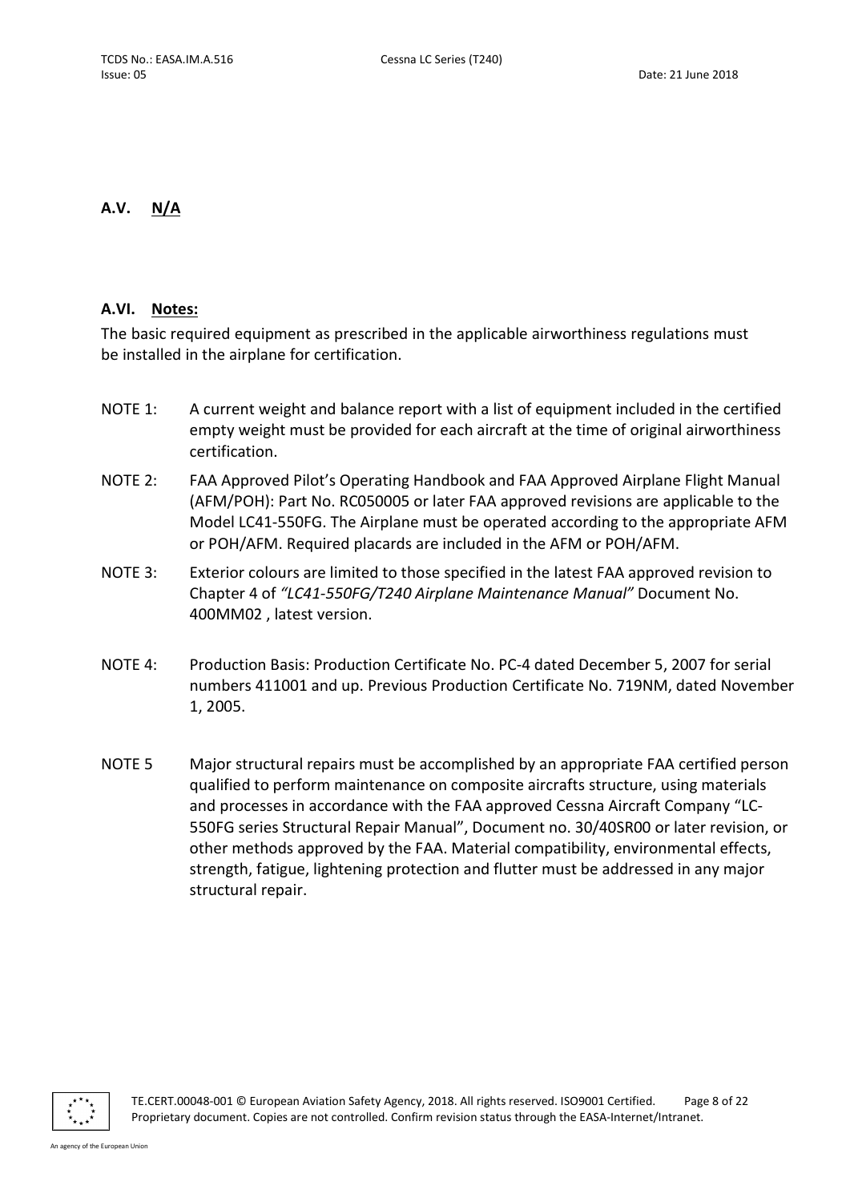## A.V. N/A

## A.VI. Notes:

The basic required equipment as prescribed in the applicable airworthiness regulations must be installed in the airplane for certification.

NOTE 1: A current weight and balance report with a list of equipment included in the certified empty weight must be provided for each aircraft at the time of original airworthiness certification.

NOTE 2: FAA Approved Pilot's Operating Handbook and FAA Approved Airplane Flight Manual (AFM/POH): Part No. RC050005 or later FAA approved revisions are applicable to the Model LC41-550FG. The Airplane must be operated according to the appropriate AFM or POH/AFM. Required placards are included in the AFM or POH/AFM.

NOTE 3: Exterior colours are limited to those specified in the latest FAA approved revision to Chapter 4 of *"LC41-550FG/T240 Airplane Maintenance Manual"* Document No. 400MM02 , latest version.

NOTE 4: Production Basis: Production Certificate No. PC-4 dated December 5, 2007 for serial numbers 411001 and up. Previous Production Certificate No. 719NM, dated November 1, 2005.

NOTE 5 Major structural repairs must be accomplished by an appropriate FAA certified person qualified to perform maintenance on composite aircrafts structure, using materials and processes in accordance with the FAA approved Cessna Aircraft Company "LC-550FG series Structural Repair Manual", Document no. 30/40SR00 or later revision, or other methods approved by the FAA. Material compatibility, environmental effects, strength, fatigue, lightening protection and flutter must be addressed in any major structural repair.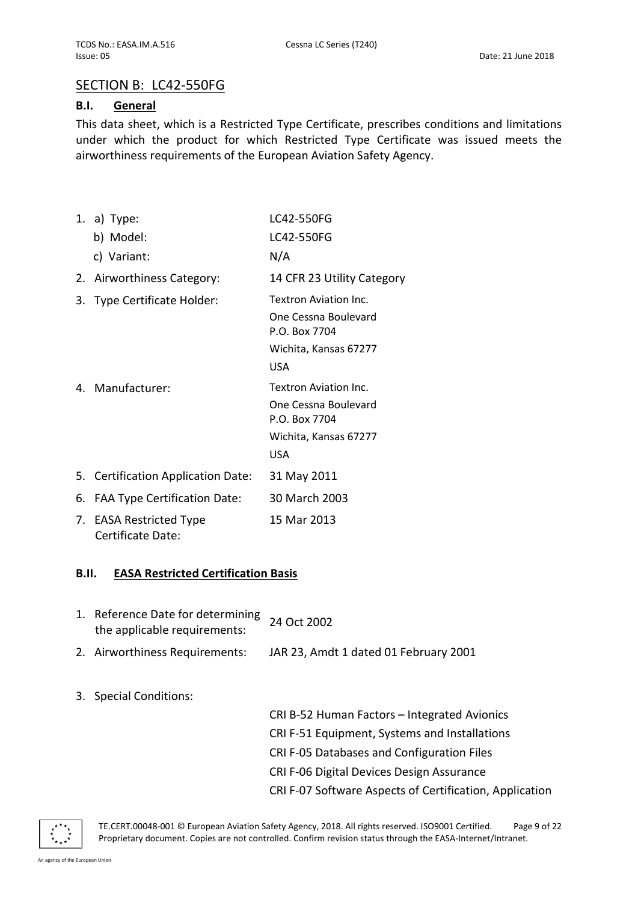## SECTION B: LC42-550FG

### B.I. General

This data sheet, which is a Restricted Type Certificate, prescribes conditions and limitations under which the product for which Restricted Type Certificate was issued meets the airworthiness requirements of the European Aviation Safety Agency.

1. a) Type: LC42-550FG
   b) Model: LC42-550FG
   c) Variant: N/A
2. Airworthiness Category: 14 CFR 23 Utility Category
3. Type Certificate Holder: Textron Aviation Inc.
   One Cessna Boulevard
   P.O. Box 7704
   Wichita, Kansas 67277
   USA
4. Manufacturer: Textron Aviation Inc.
   One Cessna Boulevard
   P.O. Box 7704
   Wichita, Kansas 67277
   USA
5. Certification Application Date: 31 May 2011
6. FAA Type Certification Date: 30 March 2003
7. EASA Restricted Type Certificate Date: 15 Mar 2013

### B.II. EASA Restricted Certification Basis

1. Reference Date for determining the applicable requirements: 24 Oct 2002
2. Airworthiness Requirements: JAR 23, Amdt 1 dated 01 February 2001
3. Special Conditions:
   CRI B-52 Human Factors – Integrated Avionics
   CRI F-51 Equipment, Systems and Installations
   CRI F-05 Databases and Configuration Files
   CRI F-06 Digital Devices Design Assurance
   CRI F-07 Software Aspects of Certification, Application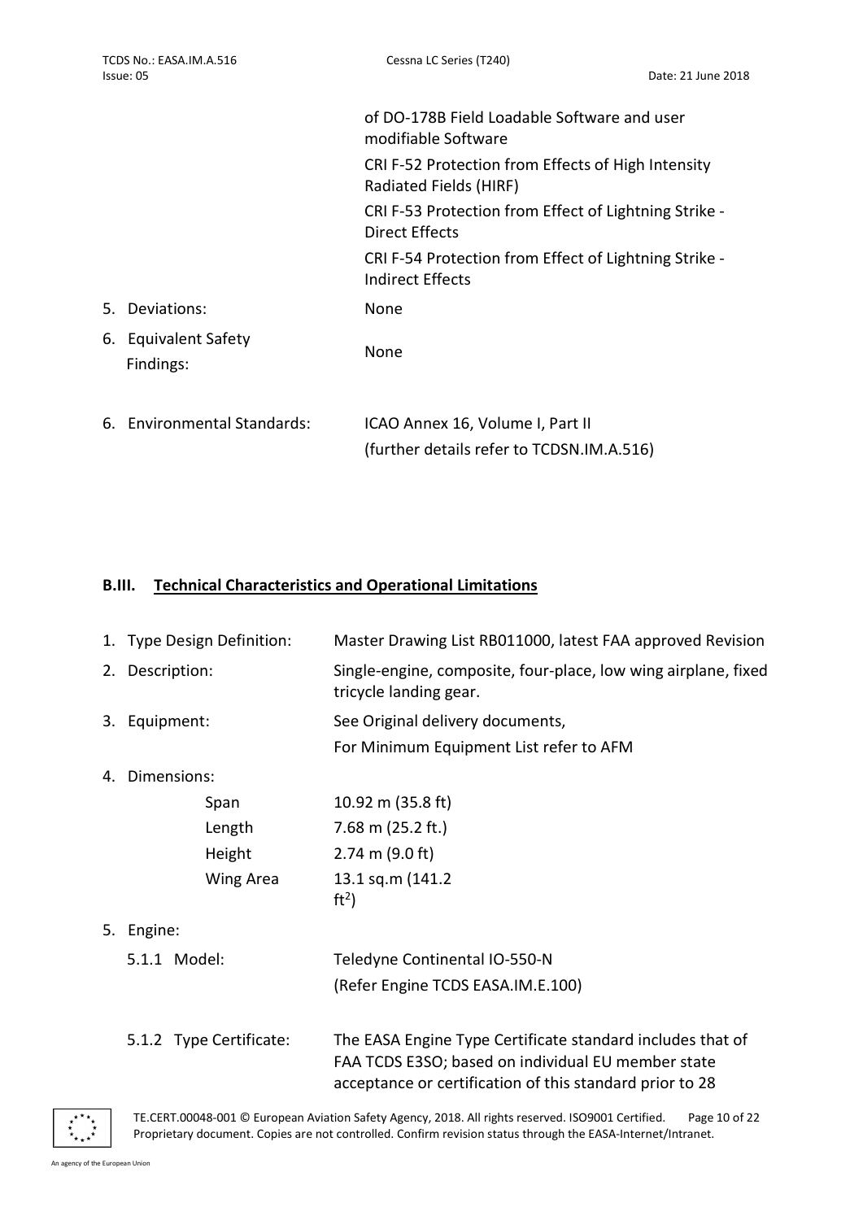| | |
|---|---|
| | of DO-178B Field Loadable Software and user modifiable Software |
| | CRI F-52 Protection from Effects of High Intensity Radiated Fields (HIRF) |
| | CRI F-53 Protection from Effect of Lightning Strike - Direct Effects |
| | CRI F-54 Protection from Effect of Lightning Strike - Indirect Effects |
| 5. Deviations: | None |
| 6. Equivalent Safety Findings: | None |
| 6. Environmental Standards: | ICAO Annex 16, Volume I, Part II (further details refer to TCDSN.IM.A.516) |

## B.III. Technical Characteristics and Operational Limitations

| | |
|---|---|
| 1. Type Design Definition: | Master Drawing List RB011000, latest FAA approved Revision |
| 2. Description: | Single-engine, composite, four-place, low wing airplane, fixed tricycle landing gear. |
| 3. Equipment: | See Original delivery documents, For Minimum Equipment List refer to AFM |
| 4. Dimensions: | |
| Span | 10.92 m (35.8 ft) |
| Length | 7.68 m (25.2 ft.) |
| Height | 2.74 m (9.0 ft) |
| Wing Area | 13.1 sq.m (141.2 ft$^2$) |
| 5. Engine: | |
| 5.1.1 Model: | Teledyne Continental IO-550-N (Refer Engine TCDS EASA.IM.E.100) |
| 5.1.2 Type Certificate: | The EASA Engine Type Certificate standard includes that of FAA TCDS E3SO; based on individual EU member state acceptance or certification of this standard prior to 28 |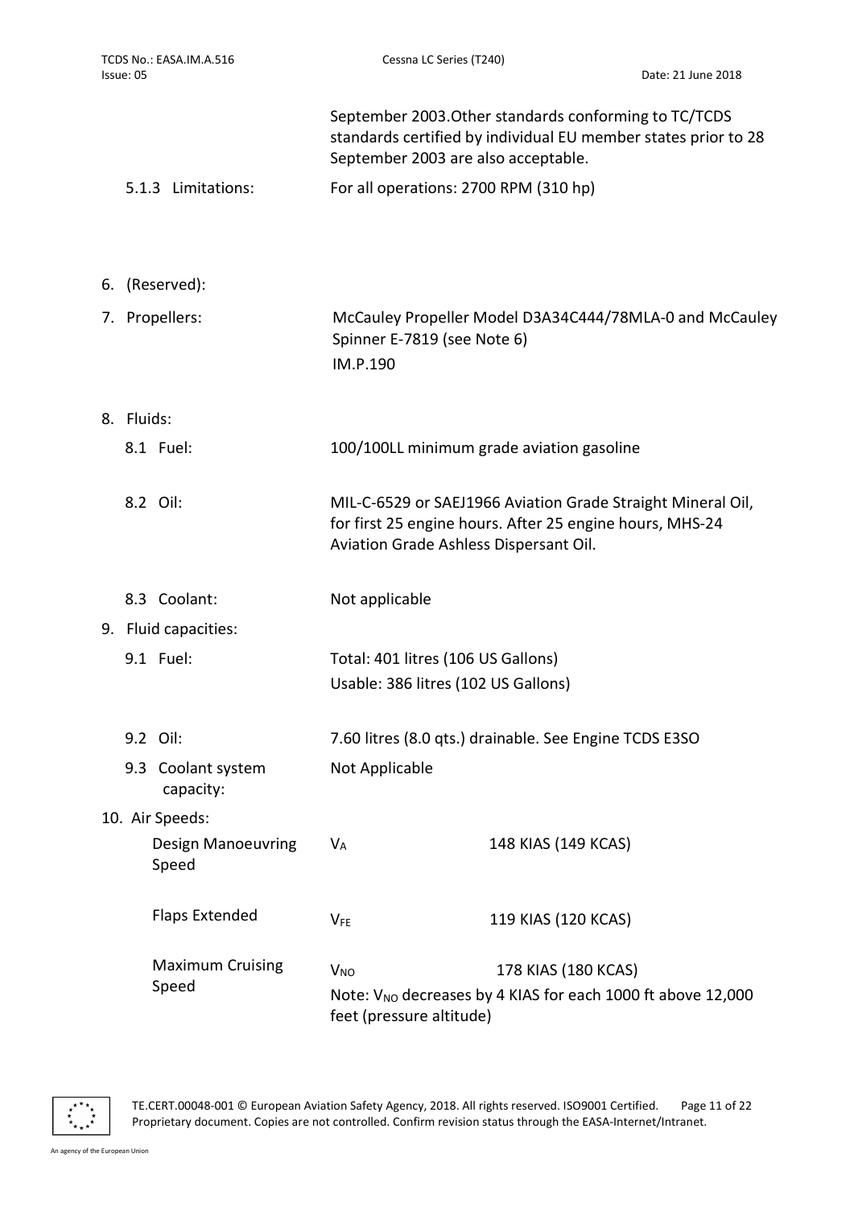September 2003.Other standards conforming to TC/TCDS standards certified by individual EU member states prior to 28 September 2003 are also acceptable.

| | |
|---|---|
| 5.1.3 Limitations: | For all operations: 2700 RPM (310 hp) |

| | |
|---|---|
| 6. (Reserved): | |
| 7. Propellers: | McCauley Propeller Model D3A34C444/78MLA-0 and McCauley Spinner E-7819 (see Note 6)<br>IM.P.190 |
| 8. Fluids: | |
| 8.1 Fuel: | 100/100LL minimum grade aviation gasoline |
| 8.2 Oil: | MIL-C-6529 or SAEJ1966 Aviation Grade Straight Mineral Oil, for first 25 engine hours. After 25 engine hours, MHS-24 Aviation Grade Ashless Dispersant Oil. |
| 8.3 Coolant: | Not applicable |
| 9. Fluid capacities: | |
| 9.1 Fuel: | Total: 401 litres (106 US Gallons)<br>Usable: 386 litres (102 US Gallons) |
| 9.2 Oil: | 7.60 litres (8.0 qts.) drainable. See Engine TCDS E3SO |
| 9.3 Coolant system capacity: | Not Applicable |

10. Air Speeds:

| | | |
|---|---|---|
| Design Manoeuvring Speed | $V_A$ | 148 KIAS (149 KCAS) |
| Flaps Extended | $V_{FE}$ | 119 KIAS (120 KCAS) |
| Maximum Cruising Speed | $V_{NO}$ | 178 KIAS (180 KCAS) |

Note: $V_{NO}$ decreases by 4 KIAS for each 1000 ft above 12,000 feet (pressure altitude)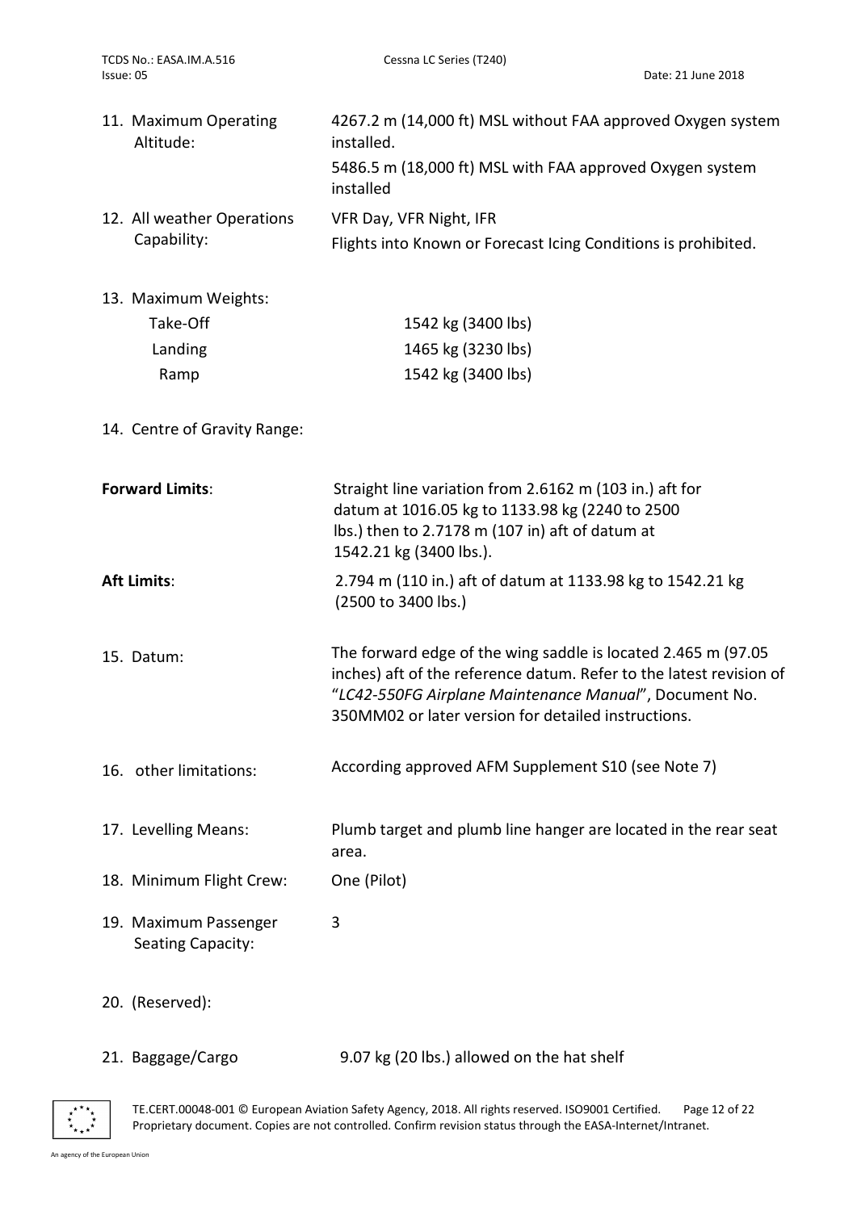11. Maximum Operating Altitude: 4267.2 m (14,000 ft) MSL without FAA approved Oxygen system installed.

    5486.5 m (18,000 ft) MSL with FAA approved Oxygen system installed

12. All weather Operations Capability: VFR Day, VFR Night, IFR

    Flights into Known or Forecast Icing Conditions is prohibited.

13. Maximum Weights:

| | |
|---|---|
| Take-Off | 1542 kg (3400 lbs) |
| Landing | 1465 kg (3230 lbs) |
| Ramp | 1542 kg (3400 lbs) |

14. Centre of Gravity Range:

**Forward Limits**: Straight line variation from 2.6162 m (103 in.) aft for datum at 1016.05 kg to 1133.98 kg (2240 to 2500 lbs.) then to 2.7178 m (107 in) aft of datum at 1542.21 kg (3400 lbs.).

**Aft Limits**: 2.794 m (110 in.) aft of datum at 1133.98 kg to 1542.21 kg (2500 to 3400 lbs.)

15. Datum: The forward edge of the wing saddle is located 2.465 m (97.05 inches) aft of the reference datum. Refer to the latest revision of "*LC42-550FG Airplane Maintenance Manual*", Document No. 350MM02 or later version for detailed instructions.

16. other limitations: According approved AFM Supplement S10 (see Note 7)

17. Levelling Means: Plumb target and plumb line hanger are located in the rear seat area.

18. Minimum Flight Crew: One (Pilot)

19. Maximum Passenger Seating Capacity: 3

20. (Reserved):

21. Baggage/Cargo: 9.07 kg (20 lbs.) allowed on the hat shelf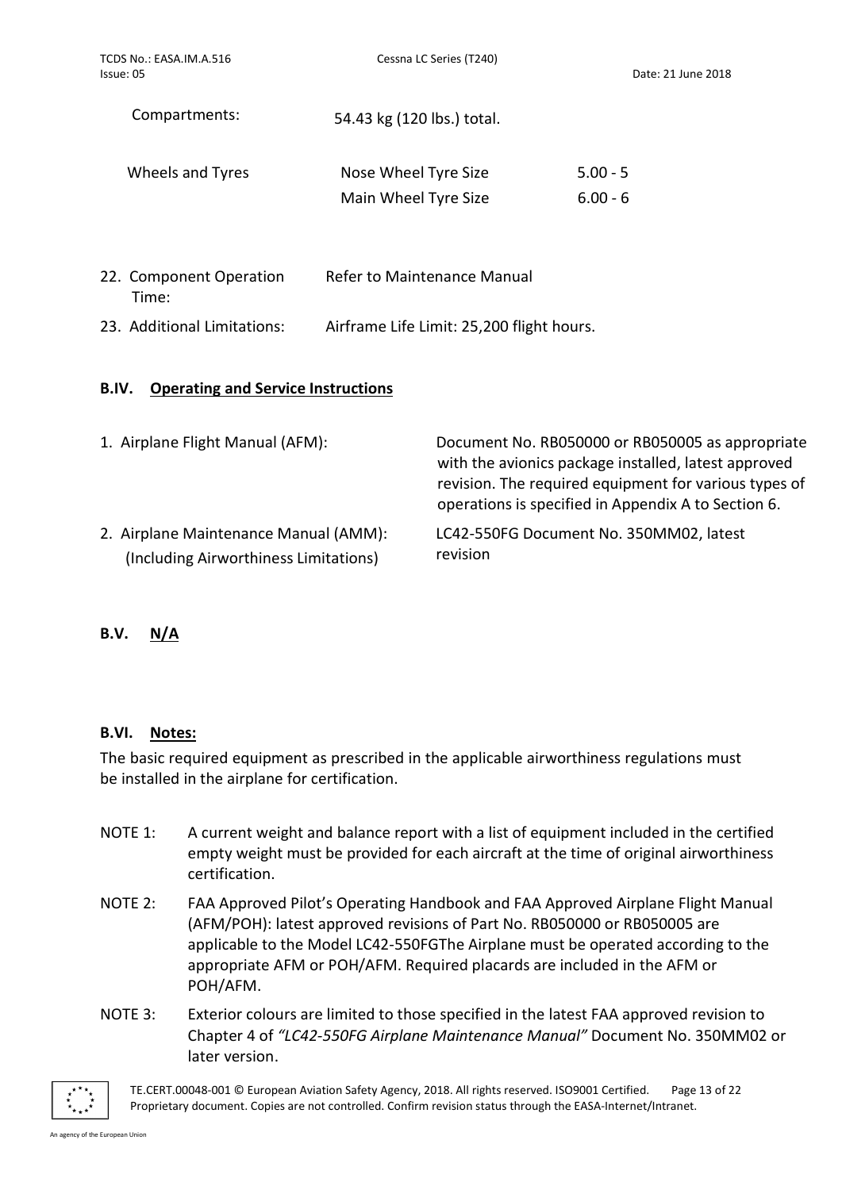| | | |
|---|---|---|
| Compartments: | 54.43 kg (120 lbs.) total. | |
| Wheels and Tyres | Nose Wheel Tyre Size | 5.00 - 5 |
| | Main Wheel Tyre Size | 6.00 - 6 |

22. Component Operation Time: Refer to Maintenance Manual

23. Additional Limitations: Airframe Life Limit: 25,200 flight hours.

## B.IV. Operating and Service Instructions

1. Airplane Flight Manual (AFM): Document No. RB050000 or RB050005 as appropriate with the avionics package installed, latest approved revision. The required equipment for various types of operations is specified in Appendix A to Section 6.

2. Airplane Maintenance Manual (AMM): (Including Airworthiness Limitations) LC42-550FG Document No. 350MM02, latest revision

## B.V. N/A

## B.VI. Notes:

The basic required equipment as prescribed in the applicable airworthiness regulations must be installed in the airplane for certification.

NOTE 1: A current weight and balance report with a list of equipment included in the certified empty weight must be provided for each aircraft at the time of original airworthiness certification.

NOTE 2: FAA Approved Pilot's Operating Handbook and FAA Approved Airplane Flight Manual (AFM/POH): latest approved revisions of Part No. RB050000 or RB050005 are applicable to the Model LC42-550FGThe Airplane must be operated according to the appropriate AFM or POH/AFM. Required placards are included in the AFM or POH/AFM.

NOTE 3: Exterior colours are limited to those specified in the latest FAA approved revision to Chapter 4 of *"LC42-550FG Airplane Maintenance Manual"* Document No. 350MM02 or later version.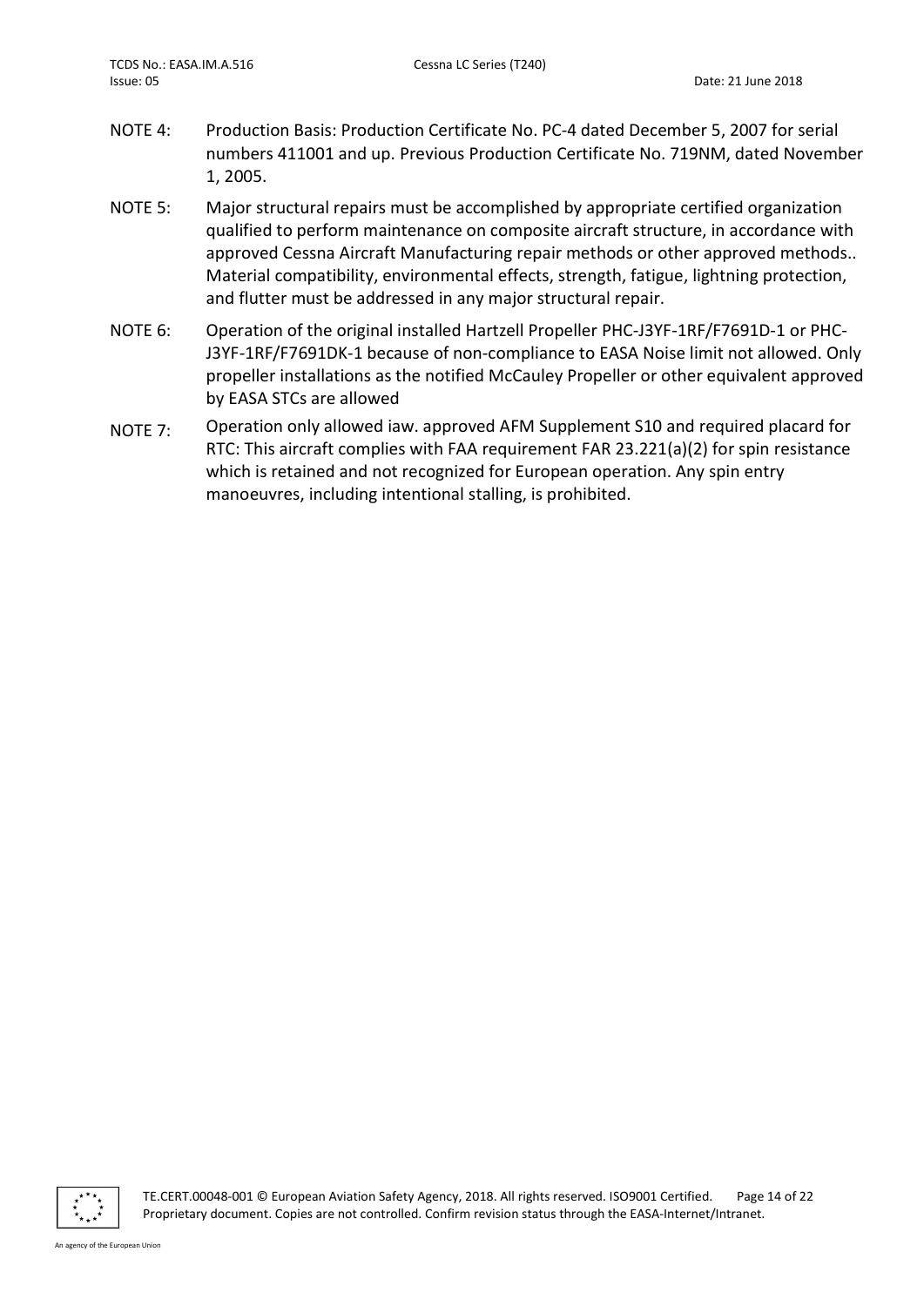NOTE 4: Production Basis: Production Certificate No. PC-4 dated December 5, 2007 for serial numbers 411001 and up. Previous Production Certificate No. 719NM, dated November 1, 2005.

NOTE 5: Major structural repairs must be accomplished by appropriate certified organization qualified to perform maintenance on composite aircraft structure, in accordance with approved Cessna Aircraft Manufacturing repair methods or other approved methods.. Material compatibility, environmental effects, strength, fatigue, lightning protection, and flutter must be addressed in any major structural repair.

NOTE 6: Operation of the original installed Hartzell Propeller PHC-J3YF-1RF/F7691D-1 or PHC-J3YF-1RF/F7691DK-1 because of non-compliance to EASA Noise limit not allowed. Only propeller installations as the notified McCauley Propeller or other equivalent approved by EASA STCs are allowed

NOTE 7: Operation only allowed iaw. approved AFM Supplement S10 and required placard for RTC: This aircraft complies with FAA requirement FAR 23.221(a)(2) for spin resistance which is retained and not recognized for European operation. Any spin entry manoeuvres, including intentional stalling, is prohibited.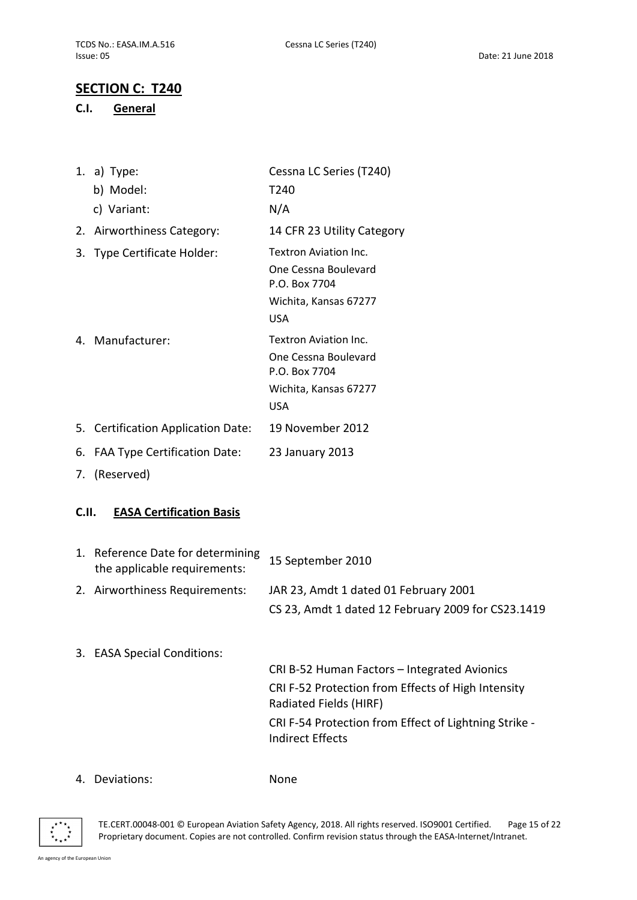## SECTION C: T240

### C.I. General

1. a) Type: Cessna LC Series (T240)
   b) Model: T240
   c) Variant: N/A
2. Airworthiness Category: 14 CFR 23 Utility Category
3. Type Certificate Holder: Textron Aviation Inc.
   One Cessna Boulevard
   P.O. Box 7704
   Wichita, Kansas 67277
   USA
4. Manufacturer: Textron Aviation Inc.
   One Cessna Boulevard
   P.O. Box 7704
   Wichita, Kansas 67277
   USA
5. Certification Application Date: 19 November 2012
6. FAA Type Certification Date: 23 January 2013
7. (Reserved)

### C.II. EASA Certification Basis

1. Reference Date for determining the applicable requirements: 15 September 2010
2. Airworthiness Requirements: JAR 23, Amdt 1 dated 01 February 2001
   CS 23, Amdt 1 dated 12 February 2009 for CS23.1419
3. EASA Special Conditions:
   CRI B-52 Human Factors – Integrated Avionics
   CRI F-52 Protection from Effects of High Intensity Radiated Fields (HIRF)
   CRI F-54 Protection from Effect of Lightning Strike - Indirect Effects
4. Deviations: None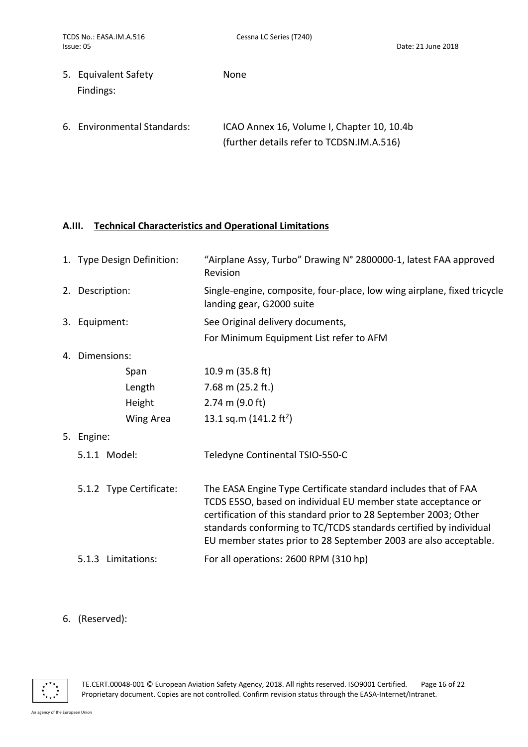5. Equivalent Safety Findings: None

6. Environmental Standards: ICAO Annex 16, Volume I, Chapter 10, 10.4b (further details refer to TCDSN.IM.A.516)

## A.III. Technical Characteristics and Operational Limitations

1. Type Design Definition: "Airplane Assy, Turbo" Drawing N° 2800000-1, latest FAA approved Revision

2. Description: Single-engine, composite, four-place, low wing airplane, fixed tricycle landing gear, G2000 suite

3. Equipment: See Original delivery documents,
   For Minimum Equipment List refer to AFM

4. Dimensions:

| | |
|---|---|
| Span | 10.9 m (35.8 ft) |
| Length | 7.68 m (25.2 ft.) |
| Height | 2.74 m (9.0 ft) |
| Wing Area | 13.1 sq.m (141.2 ft$^2$) |

5. Engine:

   5.1.1 Model: Teledyne Continental TSIO-550-C

   5.1.2 Type Certificate: The EASA Engine Type Certificate standard includes that of FAA TCDS E5SO, based on individual EU member state acceptance or certification of this standard prior to 28 September 2003; Other standards conforming to TC/TCDS standards certified by individual EU member states prior to 28 September 2003 are also acceptable.

   5.1.3 Limitations: For all operations: 2600 RPM (310 hp)

6. (Reserved):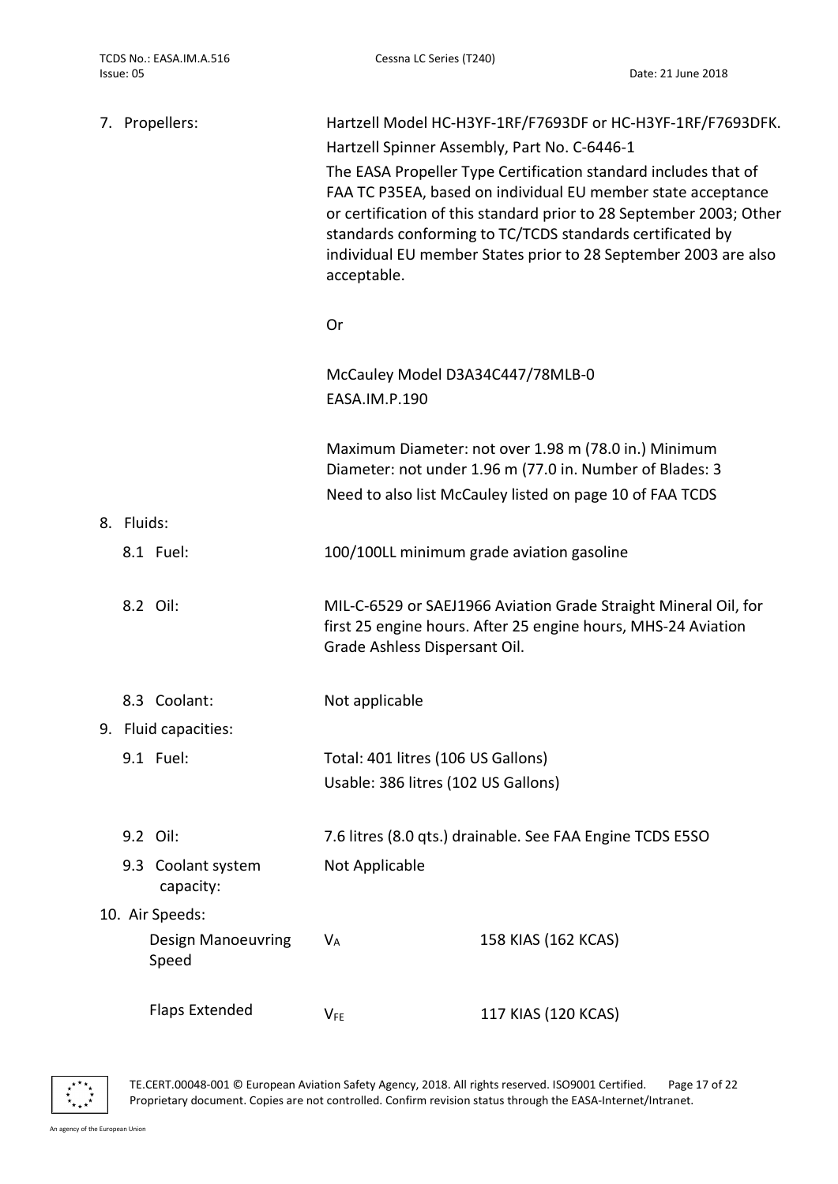7. Propellers:

Hartzell Model HC-H3YF-1RF/F7693DF or HC-H3YF-1RF/F7693DFK.

Hartzell Spinner Assembly, Part No. C-6446-1

The EASA Propeller Type Certification standard includes that of FAA TC P35EA, based on individual EU member state acceptance or certification of this standard prior to 28 September 2003; Other standards conforming to TC/TCDS standards certificated by individual EU member States prior to 28 September 2003 are also acceptable.

Or

McCauley Model D3A34C447/78MLB-0
EASA.IM.P.190

Maximum Diameter: not over 1.98 m (78.0 in.) Minimum Diameter: not under 1.96 m (77.0 in. Number of Blades: 3

Need to also list McCauley listed on page 10 of FAA TCDS

8. Fluids:

8.1 Fuel: 100/100LL minimum grade aviation gasoline

8.2 Oil: MIL-C-6529 or SAEJ1966 Aviation Grade Straight Mineral Oil, for first 25 engine hours. After 25 engine hours, MHS-24 Aviation Grade Ashless Dispersant Oil.

8.3 Coolant: Not applicable

9. Fluid capacities:

9.1 Fuel: Total: 401 litres (106 US Gallons)
Usable: 386 litres (102 US Gallons)

9.2 Oil: 7.6 litres (8.0 qts.) drainable. See FAA Engine TCDS E5SO

9.3 Coolant system capacity: Not Applicable

10. Air Speeds:

| | | |
|---|---|---|
| Design Manoeuvring Speed | $V_A$ | 158 KIAS (162 KCAS) |
| Flaps Extended | $V_{FE}$ | 117 KIAS (120 KCAS) |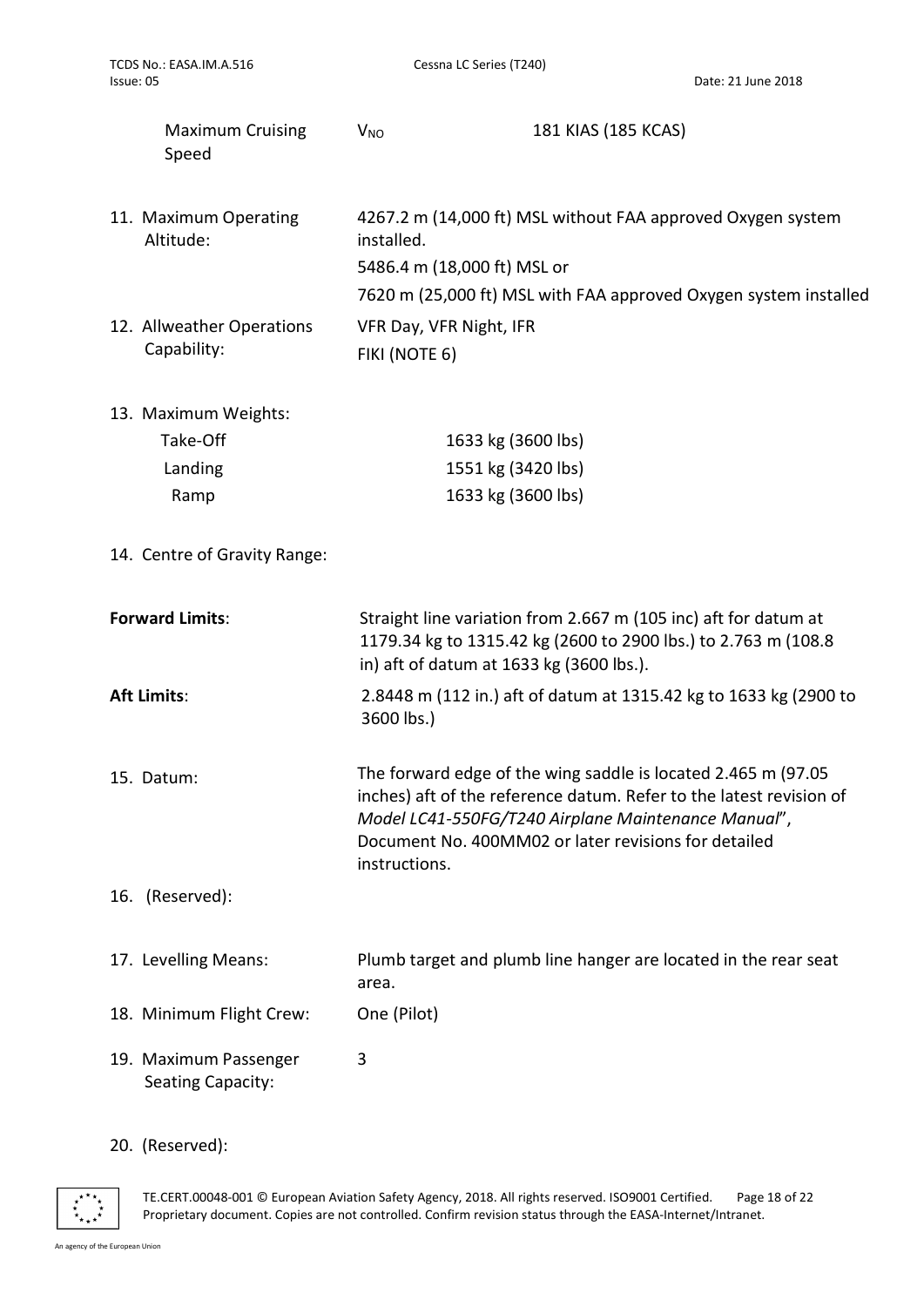| | | |
|---|---|---|
| Maximum Cruising Speed | $V_{NO}$ | 181 KIAS (185 KCAS) |

11. Maximum Operating Altitude: 4267.2 m (14,000 ft) MSL without FAA approved Oxygen system installed.
    5486.4 m (18,000 ft) MSL or
    7620 m (25,000 ft) MSL with FAA approved Oxygen system installed

12. Allweather Operations Capability: VFR Day, VFR Night, IFR
    FIKI (NOTE 6)

13. Maximum Weights:

| | |
|---|---|
| Take-Off | 1633 kg (3600 lbs) |
| Landing | 1551 kg (3420 lbs) |
| Ramp | 1633 kg (3600 lbs) |

14. Centre of Gravity Range:

**Forward Limits**: Straight line variation from 2.667 m (105 inc) aft for datum at 1179.34 kg to 1315.42 kg (2600 to 2900 lbs.) to 2.763 m (108.8 in) aft of datum at 1633 kg (3600 lbs.).

**Aft Limits**: 2.8448 m (112 in.) aft of datum at 1315.42 kg to 1633 kg (2900 to 3600 lbs.)

15. Datum: The forward edge of the wing saddle is located 2.465 m (97.05 inches) aft of the reference datum. Refer to the latest revision of *Model LC41-550FG/T240 Airplane Maintenance Manual*", Document No. 400MM02 or later revisions for detailed instructions.

16. (Reserved):

17. Levelling Means: Plumb target and plumb line hanger are located in the rear seat area.

18. Minimum Flight Crew: One (Pilot)

19. Maximum Passenger Seating Capacity: 3

20. (Reserved):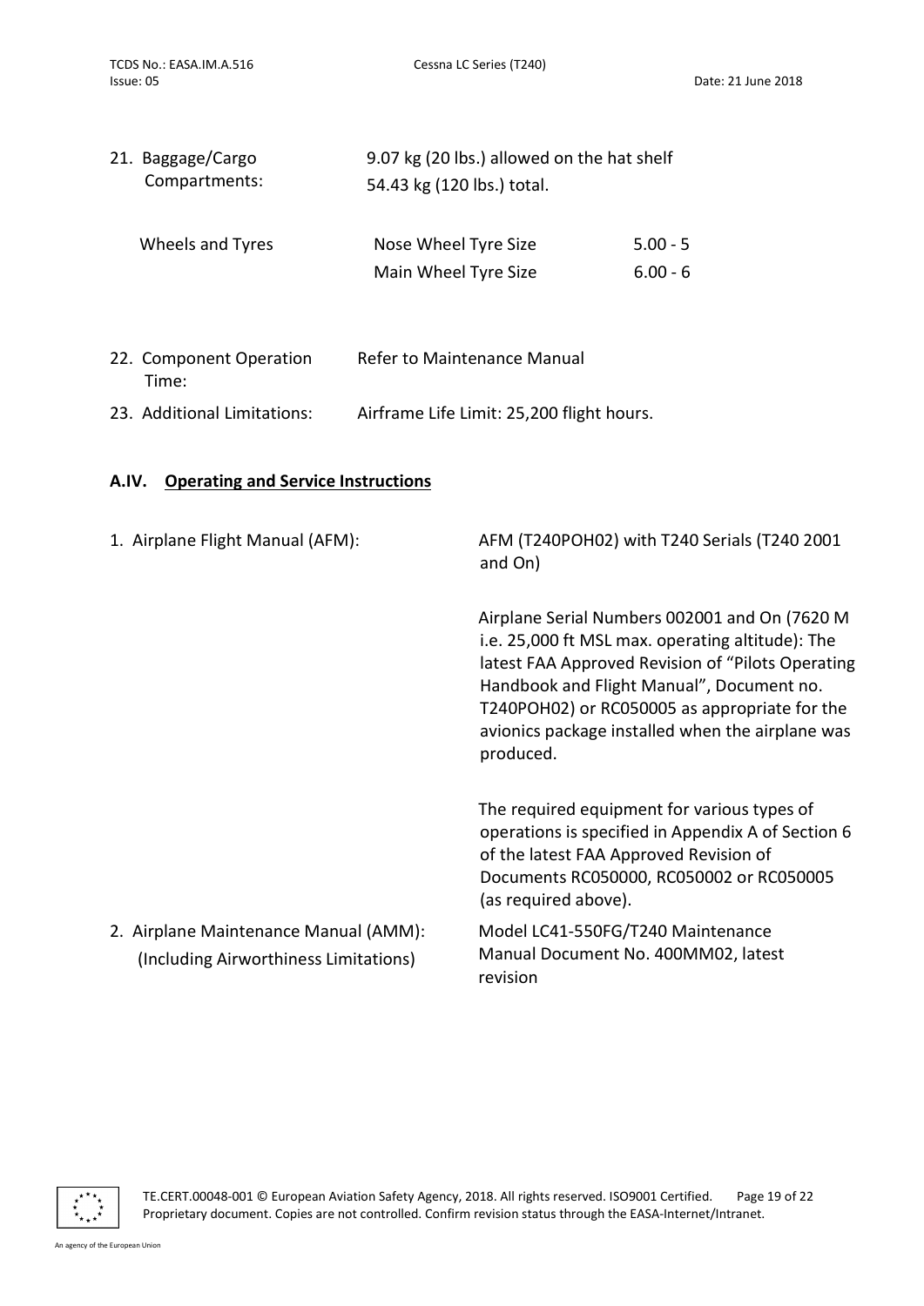21. Baggage/Cargo Compartments: 9.07 kg (20 lbs.) allowed on the hat shelf
54.43 kg (120 lbs.) total.

| Wheels and Tyres | Nose Wheel Tyre Size | 5.00 - 5 |
|---|---|---|
| | Main Wheel Tyre Size | 6.00 - 6 |

22. Component Operation Time: Refer to Maintenance Manual

23. Additional Limitations: Airframe Life Limit: 25,200 flight hours.

## A.IV. Operating and Service Instructions

1. Airplane Flight Manual (AFM): AFM (T240POH02) with T240 Serials (T240 2001 and On)

   Airplane Serial Numbers 002001 and On (7620 M i.e. 25,000 ft MSL max. operating altitude): The latest FAA Approved Revision of "Pilots Operating Handbook and Flight Manual", Document no. T240POH02) or RC050005 as appropriate for the avionics package installed when the airplane was produced.

   The required equipment for various types of operations is specified in Appendix A of Section 6 of the latest FAA Approved Revision of Documents RC050000, RC050002 or RC050005 (as required above).

2. Airplane Maintenance Manual (AMM): (Including Airworthiness Limitations) Model LC41-550FG/T240 Maintenance Manual Document No. 400MM02, latest revision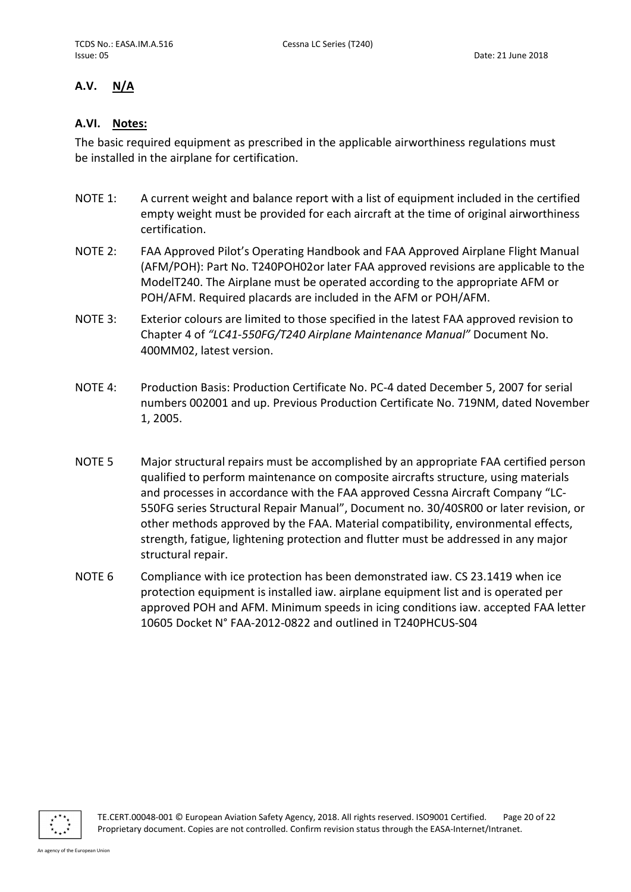## A.V. N/A

## A.VI. Notes:

The basic required equipment as prescribed in the applicable airworthiness regulations must be installed in the airplane for certification.

NOTE 1: A current weight and balance report with a list of equipment included in the certified empty weight must be provided for each aircraft at the time of original airworthiness certification.

NOTE 2: FAA Approved Pilot's Operating Handbook and FAA Approved Airplane Flight Manual (AFM/POH): Part No. T240POH02or later FAA approved revisions are applicable to the ModelT240. The Airplane must be operated according to the appropriate AFM or POH/AFM. Required placards are included in the AFM or POH/AFM.

NOTE 3: Exterior colours are limited to those specified in the latest FAA approved revision to Chapter 4 of *"LC41-550FG/T240 Airplane Maintenance Manual"* Document No. 400MM02, latest version.

NOTE 4: Production Basis: Production Certificate No. PC-4 dated December 5, 2007 for serial numbers 002001 and up. Previous Production Certificate No. 719NM, dated November 1, 2005.

NOTE 5 Major structural repairs must be accomplished by an appropriate FAA certified person qualified to perform maintenance on composite aircrafts structure, using materials and processes in accordance with the FAA approved Cessna Aircraft Company "LC-550FG series Structural Repair Manual", Document no. 30/40SR00 or later revision, or other methods approved by the FAA. Material compatibility, environmental effects, strength, fatigue, lightening protection and flutter must be addressed in any major structural repair.

NOTE 6 Compliance with ice protection has been demonstrated iaw. CS 23.1419 when ice protection equipment is installed iaw. airplane equipment list and is operated per approved POH and AFM. Minimum speeds in icing conditions iaw. accepted FAA letter 10605 Docket N° FAA-2012-0822 and outlined in T240PHCUS-S04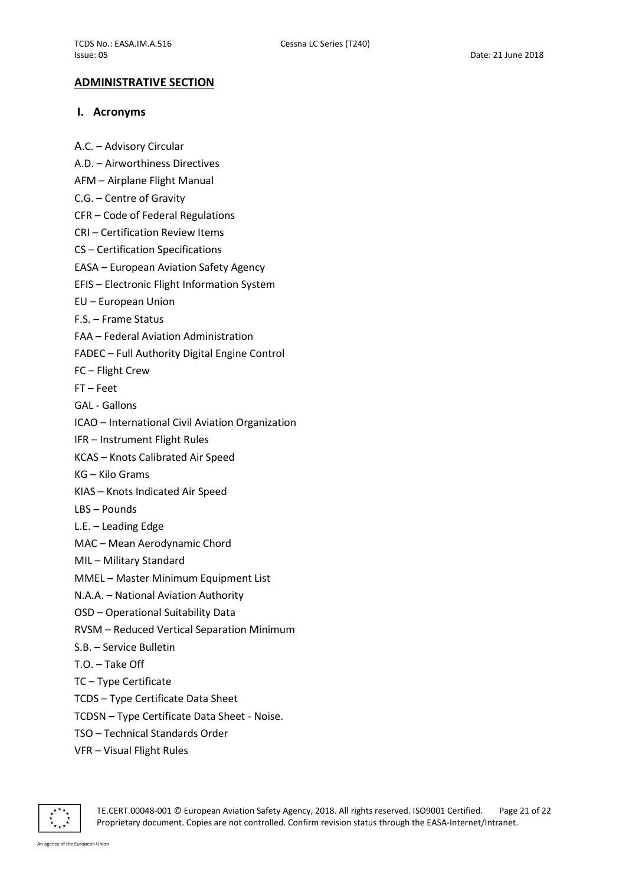## ADMINISTRATIVE SECTION

### I. Acronyms

A.C. – Advisory Circular

A.D. – Airworthiness Directives

AFM – Airplane Flight Manual

C.G. – Centre of Gravity

CFR – Code of Federal Regulations

CRI – Certification Review Items

CS – Certification Specifications

EASA – European Aviation Safety Agency

EFIS – Electronic Flight Information System

EU – European Union

F.S. – Frame Status

FAA – Federal Aviation Administration

FADEC – Full Authority Digital Engine Control

FC – Flight Crew

FT – Feet

GAL - Gallons

ICAO – International Civil Aviation Organization

IFR – Instrument Flight Rules

KCAS – Knots Calibrated Air Speed

KG – Kilo Grams

KIAS – Knots Indicated Air Speed

LBS – Pounds

L.E. – Leading Edge

MAC – Mean Aerodynamic Chord

MIL – Military Standard

MMEL – Master Minimum Equipment List

N.A.A. – National Aviation Authority

OSD – Operational Suitability Data

RVSM – Reduced Vertical Separation Minimum

S.B. – Service Bulletin

T.O. – Take Off

TC – Type Certificate

TCDS – Type Certificate Data Sheet

TCDSN – Type Certificate Data Sheet - Noise.

TSO – Technical Standards Order

VFR – Visual Flight Rules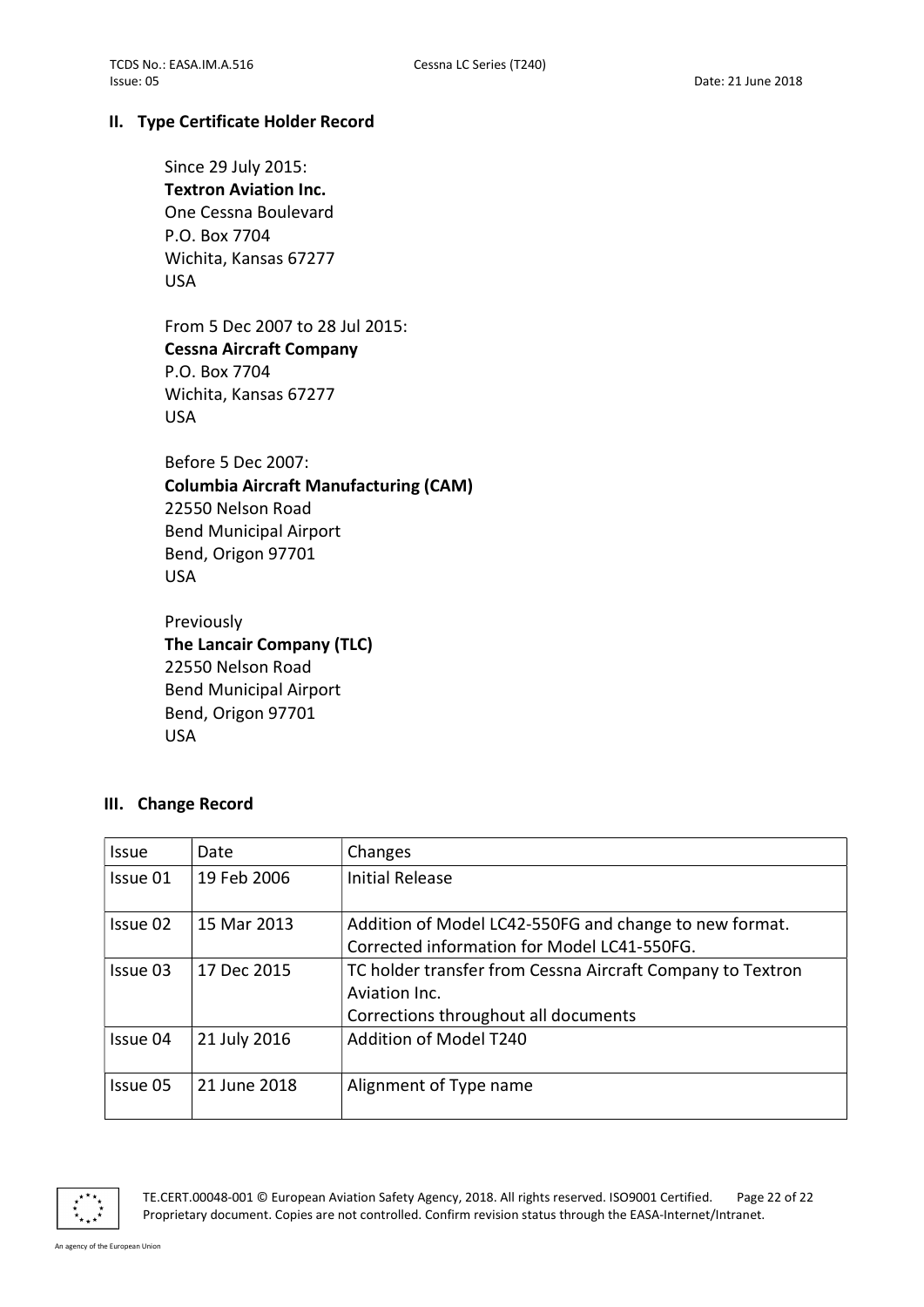## II. Type Certificate Holder Record

Since 29 July 2015:
**Textron Aviation Inc.**
One Cessna Boulevard
P.O. Box 7704
Wichita, Kansas 67277
USA

From 5 Dec 2007 to 28 Jul 2015:
**Cessna Aircraft Company**
P.O. Box 7704
Wichita, Kansas 67277
USA

Before 5 Dec 2007:
**Columbia Aircraft Manufacturing (CAM)**
22550 Nelson Road
Bend Municipal Airport
Bend, Origon 97701
USA

Previously
**The Lancair Company (TLC)**
22550 Nelson Road
Bend Municipal Airport
Bend, Origon 97701
USA

## III. Change Record

| Issue | Date | Changes |
|---|---|---|
| Issue 01 | 19 Feb 2006 | Initial Release |
| Issue 02 | 15 Mar 2013 | Addition of Model LC42-550FG and change to new format. Corrected information for Model LC41-550FG. |
| Issue 03 | 17 Dec 2015 | TC holder transfer from Cessna Aircraft Company to Textron Aviation Inc. Corrections throughout all documents |
| Issue 04 | 21 July 2016 | Addition of Model T240 |
| Issue 05 | 21 June 2018 | Alignment of Type name |